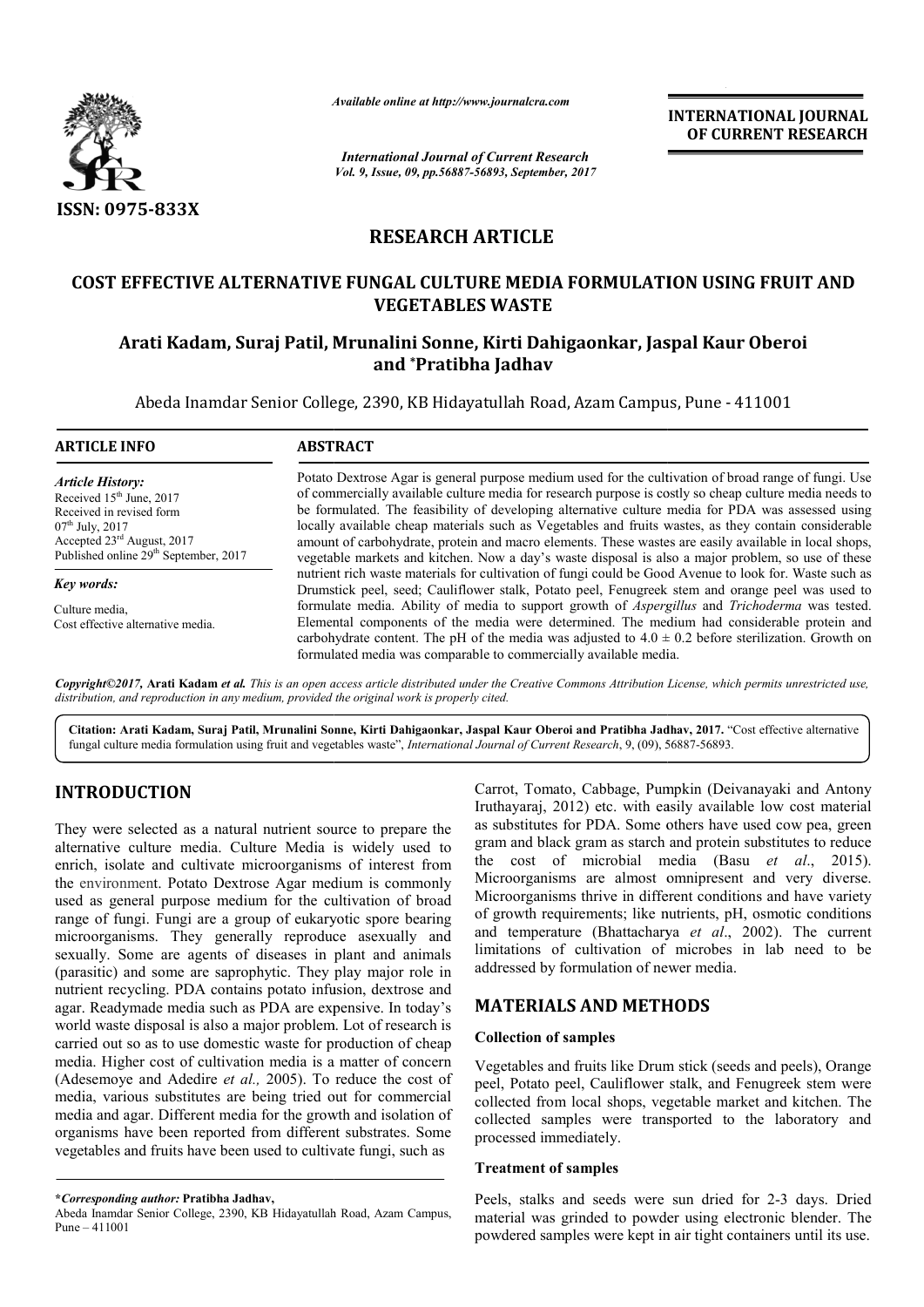ISSN: 0975-833X

*Available online at http://www.journalcra.com*

*International Journal of Current Research*
*Vol. 9, Issue, 09, pp.56887-56893, September, 2017*

**INTERNATIONAL JOURNAL OF CURRENT RESEARCH**

## RESEARCH ARTICLE

# COST EFFECTIVE ALTERNATIVE FUNGAL CULTURE MEDIA FORMULATION USING FRUIT AND VEGETABLES WASTE

**Arati Kadam, Suraj Patil, Mrunalini Sonne, Kirti Dahigaonkar, Jaspal Kaur Oberoi and *Pratibha Jadhav**

Abeda Inamdar Senior College, 2390, KB Hidayatullah Road, Azam Campus, Pune - 411001

**ARTICLE INFO**

*Article History:*
Received 15th June, 2017
Received in revised form 07th July, 2017
Accepted 23rd August, 2017
Published online 29th September, 2017

*Key words:*
Culture media,
Cost effective alternative media.

**ABSTRACT**

Potato Dextrose Agar is general purpose medium used for the cultivation of broad range of fungi. Use of commercially available culture media for research purpose is costly so cheap culture media needs to be formulated. The feasibility of developing alternative culture media for PDA was assessed using locally available cheap materials such as Vegetables and fruits wastes, as they contain considerable amount of carbohydrate, protein and macro elements. These wastes are easily available in local shops, vegetable markets and kitchen. Now a day's waste disposal is also a major problem, so use of these nutrient rich waste materials for cultivation of fungi could be Good Avenue to look for. Waste such as Drumstick peel, seed; Cauliflower stalk, Potato peel, Fenugreek stem and orange peel was used to formulate media. Ability of media to support growth of *Aspergillus* and *Trichoderma* was tested. Elemental components of the media were determined. The medium had considerable protein and carbohydrate content. The pH of the media was adjusted to $4.0 \pm 0.2$ before sterilization. Growth on formulated media was comparable to commercially available media.

*Copyright©2017, Arati Kadam et al. This is an open access article distributed under the Creative Commons Attribution License, which permits unrestricted use, distribution, and reproduction in any medium, provided the original work is properly cited.*

**Citation: Arati Kadam, Suraj Patil, Mrunalini Sonne, Kirti Dahigaonkar, Jaspal Kaur Oberoi and Pratibha Jadhav, 2017.** "Cost effective alternative fungal culture media formulation using fruit and vegetables waste", *International Journal of Current Research*, 9, (09), 56887-56893.

## INTRODUCTION

They were selected as a natural nutrient source to prepare the alternative culture media. Culture Media is widely used to enrich, isolate and cultivate microorganisms of interest from the environment. Potato Dextrose Agar medium is commonly used as general purpose medium for the cultivation of broad range of fungi. Fungi are a group of eukaryotic spore bearing microorganisms. They generally reproduce asexually and sexually. Some are agents of diseases in plant and animals (parasitic) and some are saprophytic. They play major role in nutrient recycling. PDA contains potato infusion, dextrose and agar. Readymade media such as PDA are expensive. In today's world waste disposal is also a major problem. Lot of research is carried out so as to use domestic waste for production of cheap media. Higher cost of cultivation media is a matter of concern (Adesemoye and Adedire *et al.,* 2005). To reduce the cost of media, various substitutes are being tried out for commercial media and agar. Different media for the growth and isolation of organisms have been reported from different substrates. Some vegetables and fruits have been used to cultivate fungi, such as Carrot, Tomato, Cabbage, Pumpkin (Deivanayaki and Antony Iruthayaraj, 2012) etc. with easily available low cost material as substitutes for PDA. Some others have used cow pea, green gram and black gram as starch and protein substitutes to reduce the cost of microbial media (Basu *et al*., 2015). Microorganisms are almost omnipresent and very diverse. Microorganisms thrive in different conditions and have variety of growth requirements; like nutrients, pH, osmotic conditions and temperature (Bhattacharya *et al*., 2002). The current limitations of cultivation of microbes in lab need to be addressed by formulation of newer media.

## MATERIALS AND METHODS

### Collection of samples

Vegetables and fruits like Drum stick (seeds and peels), Orange peel, Potato peel, Cauliflower stalk, and Fenugreek stem were collected from local shops, vegetable market and kitchen. The collected samples were transported to the laboratory and processed immediately.

### Treatment of samples

Peels, stalks and seeds were sun dried for 2-3 days. Dried material was grinded to powder using electronic blender. The powdered samples were kept in air tight containers until its use.

***Corresponding author:* Pratibha Jadhav,**
Abeda Inamdar Senior College, 2390, KB Hidayatullah Road, Azam Campus, Pune – 411001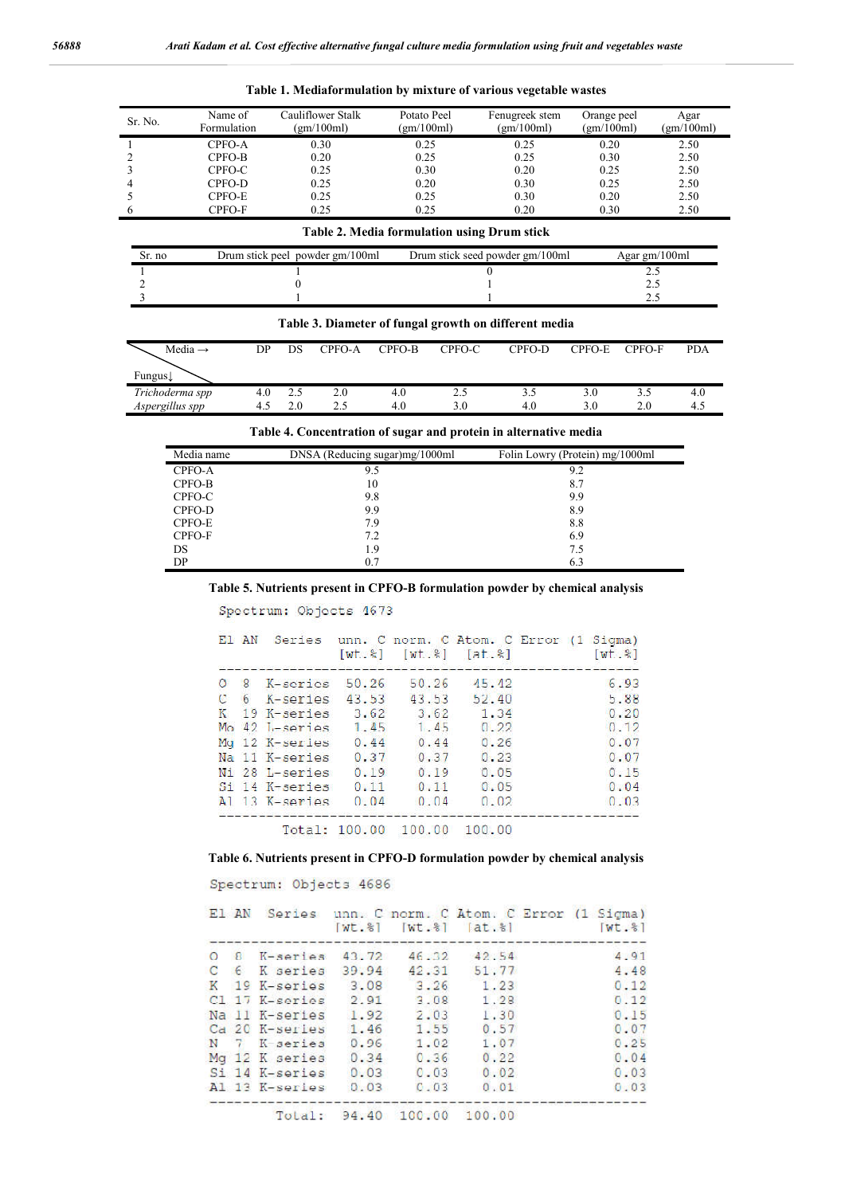**Table 1. Mediaformulation by mixture of various vegetable wastes**

| Sr. No. | Name of Formulation | Cauliflower Stalk (gm/100ml) | Potato Peel (gm/100ml) | Fenugreek stem (gm/100ml) | Orange peel (gm/100ml) | Agar (gm/100ml) |
|---|---|---|---|---|---|---|
| 1 | CPFO-A | 0.30 | 0.25 | 0.25 | 0.20 | 2.50 |
| 2 | CPFO-B | 0.20 | 0.25 | 0.25 | 0.30 | 2.50 |
| 3 | CPFO-C | 0.25 | 0.30 | 0.20 | 0.25 | 2.50 |
| 4 | CPFO-D | 0.25 | 0.20 | 0.30 | 0.25 | 2.50 |
| 5 | CPFO-E | 0.25 | 0.25 | 0.30 | 0.20 | 2.50 |
| 6 | CPFO-F | 0.25 | 0.25 | 0.20 | 0.30 | 2.50 |

**Table 2. Media formulation using Drum stick**

| Sr. no | Drum stick peel powder gm/100ml | Drum stick seed powder gm/100ml | Agar gm/100ml |
|---|---|---|---|
| 1 | 1 | 0 | 2.5 |
| 2 | 0 | 1 | 2.5 |
| 3 | 1 | 1 | 2.5 |

**Table 3. Diameter of fungal growth on different media**

| Fungus↓ / Media → | DP | DS | CPFO-A | CPFO-B | CPFO-C | CPFO-D | CPFO-E | CPFO-F | PDA |
|---|---|---|---|---|---|---|---|---|---|
| *Trichoderma spp* | 4.0 | 2.5 | 2.0 | 4.0 | 2.5 | 3.5 | 3.0 | 3.5 | 4.0 |
| *Aspergillus spp* | 4.5 | 2.0 | 2.5 | 4.0 | 3.0 | 4.0 | 3.0 | 2.0 | 4.5 |

**Table 4. Concentration of sugar and protein in alternative media**

| Media name | DNSA (Reducing sugar)mg/1000ml | Folin Lowry (Protein) mg/1000ml |
|---|---|---|
| CPFO-A | 9.5 | 9.2 |
| CPFO-B | 10 | 8.7 |
| CPFO-C | 9.8 | 9.9 |
| CPFO-D | 9.9 | 8.9 |
| CPFO-E | 7.9 | 8.8 |
| CPFO-F | 7.2 | 6.9 |
| DS | 1.9 | 7.5 |
| DP | 0.7 | 6.3 |

**Table 5. Nutrients present in CPFO-B formulation powder by chemical analysis**

Spectrum: Objects 4673

| El | AN | Series | unn. C [wt.%] | norm. C [wt.%] | Atom. C [at.%] | Error (1 Sigma) [wt.%] |
|---|---|---|---|---|---|---|
| O | 8 | K-series | 50.26 | 50.26 | 45.42 | 6.93 |
| C | 6 | K-series | 43.53 | 43.53 | 52.40 | 5.88 |
| K | 19 | K-series | 3.62 | 3.62 | 1.34 | 0.20 |
| Mo | 42 | L-series | 1.45 | 1.45 | 0.22 | 0.12 |
| Mg | 12 | K-series | 0.44 | 0.44 | 0.26 | 0.07 |
| Na | 11 | K-series | 0.37 | 0.37 | 0.23 | 0.07 |
| Ni | 28 | L-series | 0.19 | 0.19 | 0.05 | 0.15 |
| Si | 14 | K-series | 0.11 | 0.11 | 0.05 | 0.04 |
| Al | 13 | K-series | 0.04 | 0.04 | 0.02 | 0.03 |
| | | Total: | 100.00 | 100.00 | 100.00 | |

**Table 6. Nutrients present in CPFO-D formulation powder by chemical analysis**

Spectrum: Objects 4686

| El | AN | Series | unn. C [wt.%] | norm. C [wt.%] | Atom. C [at.%] | Error (1 Sigma) [wt.%] |
|---|---|---|---|---|---|---|
| O | 8 | K-series | 43.72 | 46.32 | 42.54 | 4.91 |
| C | 6 | K-series | 39.94 | 42.31 | 51.77 | 4.48 |
| K | 19 | K-series | 3.08 | 3.26 | 1.23 | 0.12 |
| Cl | 17 | K-series | 2.91 | 3.08 | 1.28 | 0.12 |
| Na | 11 | K-series | 1.92 | 2.03 | 1.30 | 0.15 |
| Ca | 20 | K-series | 1.46 | 1.55 | 0.57 | 0.07 |
| N | 7 | K-series | 0.96 | 1.02 | 1.07 | 0.25 |
| Mg | 12 | K-series | 0.34 | 0.36 | 0.22 | 0.04 |
| Si | 14 | K-series | 0.03 | 0.03 | 0.02 | 0.03 |
| Al | 13 | K-series | 0.03 | 0.03 | 0.01 | 0.03 |
| | | Total: | 94.40 | 100.00 | 100.00 | |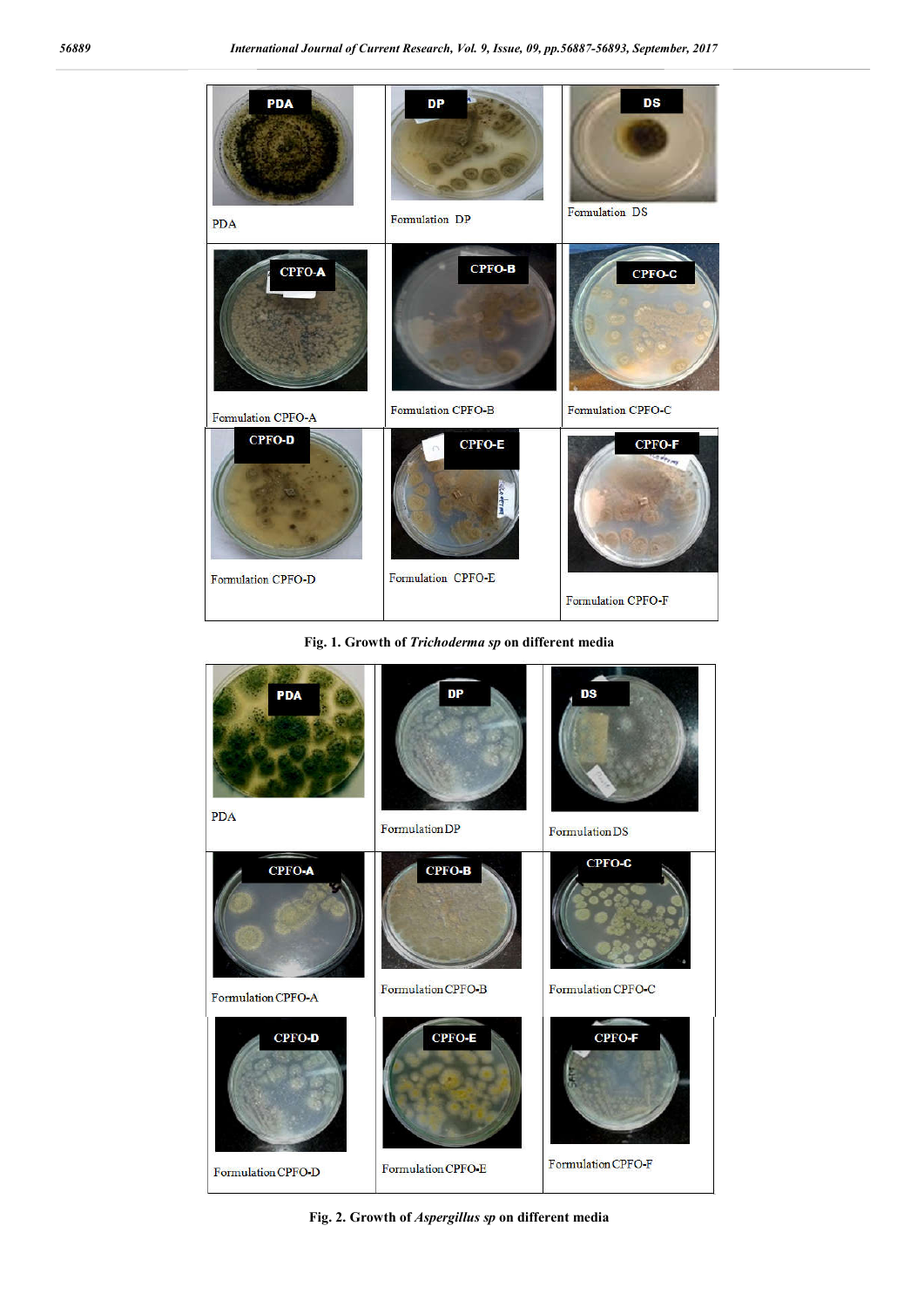| PDA | Formulation DP | Formulation DS |
|---|---|---|
| Formulation CPFO-A | Formulation CPFO-B | Formulation CPFO-C |
| Formulation CPFO-D | Formulation CPFO-E | Formulation CPFO-F |

**Fig. 1. Growth of *Trichoderma sp* on different media**

| PDA | Formulation DP | Formulation DS |
|---|---|---|
| Formulation CPFO-A | Formulation CPFO-B | Formulation CPFO-C |
| Formulation CPFO-D | Formulation CPFO-E | Formulation CPFO-F |

**Fig. 2. Growth of *Aspergillus sp* on different media**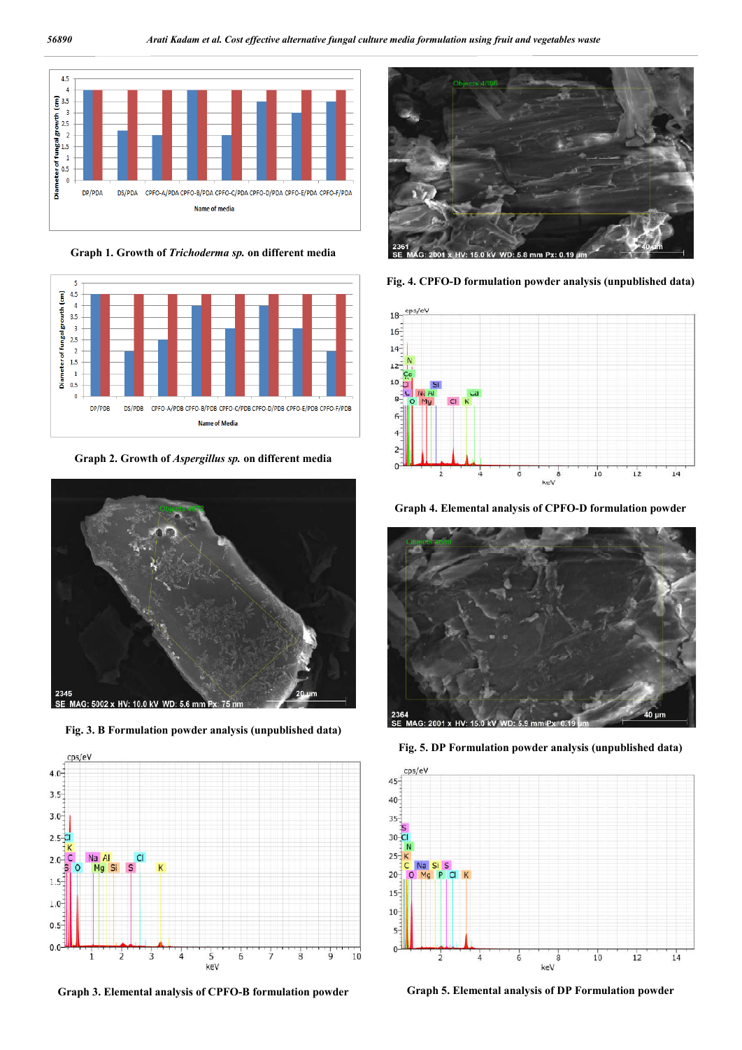Graph 1. Growth of *Trichoderma sp.* on different media

Graph 2. Growth of *Aspergillus sp.* on different media

Fig. 3. B Formulation powder analysis (unpublished data)

Graph 3. Elemental analysis of CPFO-B formulation powder

Fig. 4. CPFO-D formulation powder analysis (unpublished data)

Graph 4. Elemental analysis of CPFO-D formulation powder

Fig. 5. DP Formulation powder analysis (unpublished data)

Graph 5. Elemental analysis of DP Formulation powder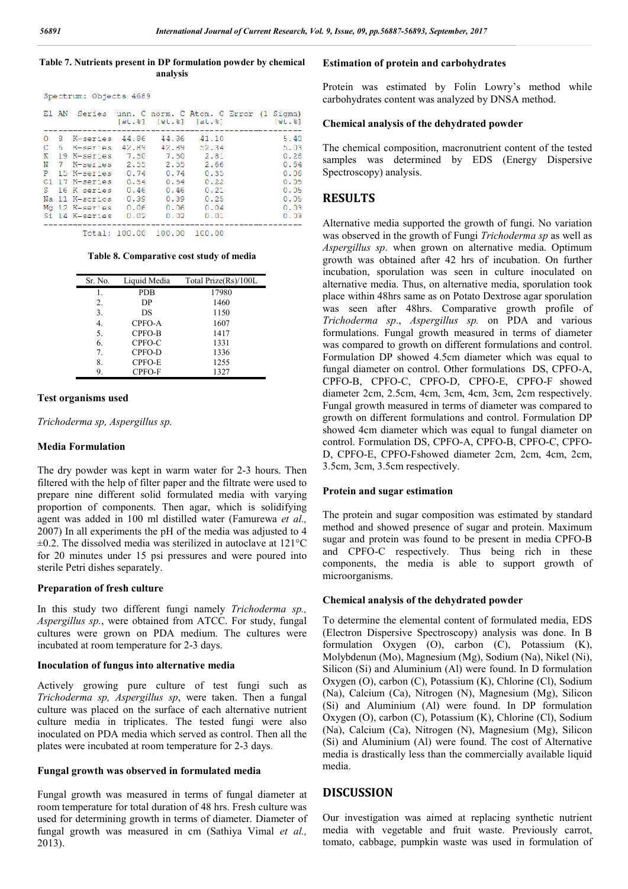**Table 7. Nutrients present in DP formulation powder by chemical analysis**

Spectrum: Objects 4689

| El | AN | Series | unn. C [wt.%] | norm. C [wt.%] | Atom. C [at.%] | Error (1 Sigma) [wt.%] |
|---|---|---|---|---|---|---|
| O | 8 | K-series | 44.86 | 44.86 | 41.10 | 5.40 |
| C | 6 | K-series | 42.89 | 42.89 | 52.34 | 5.03 |
| K | 19 | K-series | 7.50 | 7.50 | 2.81 | 0.26 |
| N | 7 | K-series | 2.55 | 2.55 | 2.66 | 0.64 |
| P | 15 | K-series | 0.74 | 0.74 | 0.35 | 0.06 |
| Cl | 17 | K-series | 0.54 | 0.54 | 0.22 | 0.05 |
| S | 16 | K-series | 0.46 | 0.46 | 0.21 | 0.05 |
| Na | 11 | K-series | 0.39 | 0.39 | 0.25 | 0.05 |
| Mg | 12 | K-series | 0.06 | 0.06 | 0.04 | 0.03 |
| Si | 14 | K-series | 0.02 | 0.02 | 0.01 | 0.03 |
| | | Total: | 100.00 | 100.00 | 100.00 | |

**Table 8. Comparative cost study of media**

| Sr. No. | Liquid Media | Total Prize(Rs)/100L |
|---|---|---|
| 1. | PDB | 17980 |
| 2. | DP | 1460 |
| 3. | DS | 1150 |
| 4. | CPFO-A | 1607 |
| 5. | CPFO-B | 1417 |
| 6. | CPFO-C | 1331 |
| 7. | CPFO-D | 1336 |
| 8. | CPFO-E | 1255 |
| 9. | CPFO-F | 1327 |

### Test organisms used

*Trichoderma sp, Aspergillus sp.*

### Media Formulation

The dry powder was kept in warm water for 2-3 hours. Then filtered with the help of filter paper and the filtrate were used to prepare nine different solid formulated media with varying proportion of components. Then agar, which is solidifying agent was added in 100 ml distilled water (Famurewa *et al.,* 2007) In all experiments the pH of the media was adjusted to 4 ±0.2. The dissolved media was sterilized in autoclave at 121°C for 20 minutes under 15 psi pressures and were poured into sterile Petri dishes separately.

### Preparation of fresh culture

In this study two different fungi namely *Trichoderma sp., Aspergillus sp.*, were obtained from ATCC. For study, fungal cultures were grown on PDA medium. The cultures were incubated at room temperature for 2-3 days.

### Inoculation of fungus into alternative media

Actively growing pure culture of test fungi such as *Trichoderma sp, Aspergillus sp*, were taken. Then a fungal culture was placed on the surface of each alternative nutrient culture media in triplicates. The tested fungi were also inoculated on PDA media which served as control. Then all the plates were incubated at room temperature for 2-3 days.

### Fungal growth was observed in formulated media

Fungal growth was measured in terms of fungal diameter at room temperature for total duration of 48 hrs. Fresh culture was used for determining growth in terms of diameter. Diameter of fungal growth was measured in cm (Sathiya Vimal *et al.,* 2013).

### Estimation of protein and carbohydrates

Protein was estimated by Folin Lowry's method while carbohydrates content was analyzed by DNSA method.

### Chemical analysis of the dehydrated powder

The chemical composition, macronutrient content of the tested samples was determined by EDS (Energy Dispersive Spectroscopy) analysis.

## RESULTS

Alternative media supported the growth of fungi. No variation was observed in the growth of Fungi *Trichoderma sp* as well as *Aspergillus sp*. when grown on alternative media. Optimum growth was obtained after 42 hrs of incubation. On further incubation, sporulation was seen in culture inoculated on alternative media. Thus, on alternative media, sporulation took place within 48hrs same as on Potato Dextrose agar sporulation was seen after 48hrs. Comparative growth profile of *Trichoderma sp*., *Aspergillus sp.* on PDA and various formulations. Fungal growth measured in terms of diameter was compared to growth on different formulations and control. Formulation DP showed 4.5cm diameter which was equal to fungal diameter on control. Other formulations DS, CPFO-A, CPFO-B, CPFO-C, CPFO-D, CPFO-E, CPFO-F showed diameter 2cm, 2.5cm, 4cm, 3cm, 4cm, 3cm, 2cm respectively. Fungal growth measured in terms of diameter was compared to growth on different formulations and control. Formulation DP showed 4cm diameter which was equal to fungal diameter on control. Formulation DS, CPFO-A, CPFO-B, CPFO-C, CPFO-D, CPFO-E, CPFO-Fshowed diameter 2cm, 2cm, 4cm, 2cm, 3.5cm, 3cm, 3.5cm respectively.

### Protein and sugar estimation

The protein and sugar composition was estimated by standard method and showed presence of sugar and protein. Maximum sugar and protein was found to be present in media CPFO-B and CPFO-C respectively. Thus being rich in these components, the media is able to support growth of microorganisms.

### Chemical analysis of the dehydrated powder

To determine the elemental content of formulated media, EDS (Electron Dispersive Spectroscopy) analysis was done. In B formulation Oxygen (O), carbon (C), Potassium (K), Molybdenun (Mo), Magnesium (Mg), Sodium (Na), Nikel (Ni), Silicon (Si) and Aluminium (Al) were found. In D formulation Oxygen (O), carbon (C), Potassium (K), Chlorine (Cl), Sodium (Na), Calcium (Ca), Nitrogen (N), Magnesium (Mg), Silicon (Si) and Aluminium (Al) were found. In DP formulation Oxygen (O), carbon (C), Potassium (K), Chlorine (Cl), Sodium (Na), Calcium (Ca), Nitrogen (N), Magnesium (Mg), Silicon (Si) and Aluminium (Al) were found. The cost of Alternative media is drastically less than the commercially available liquid media.

## DISCUSSION

Our investigation was aimed at replacing synthetic nutrient media with vegetable and fruit waste. Previously carrot, tomato, cabbage, pumpkin waste was used in formulation of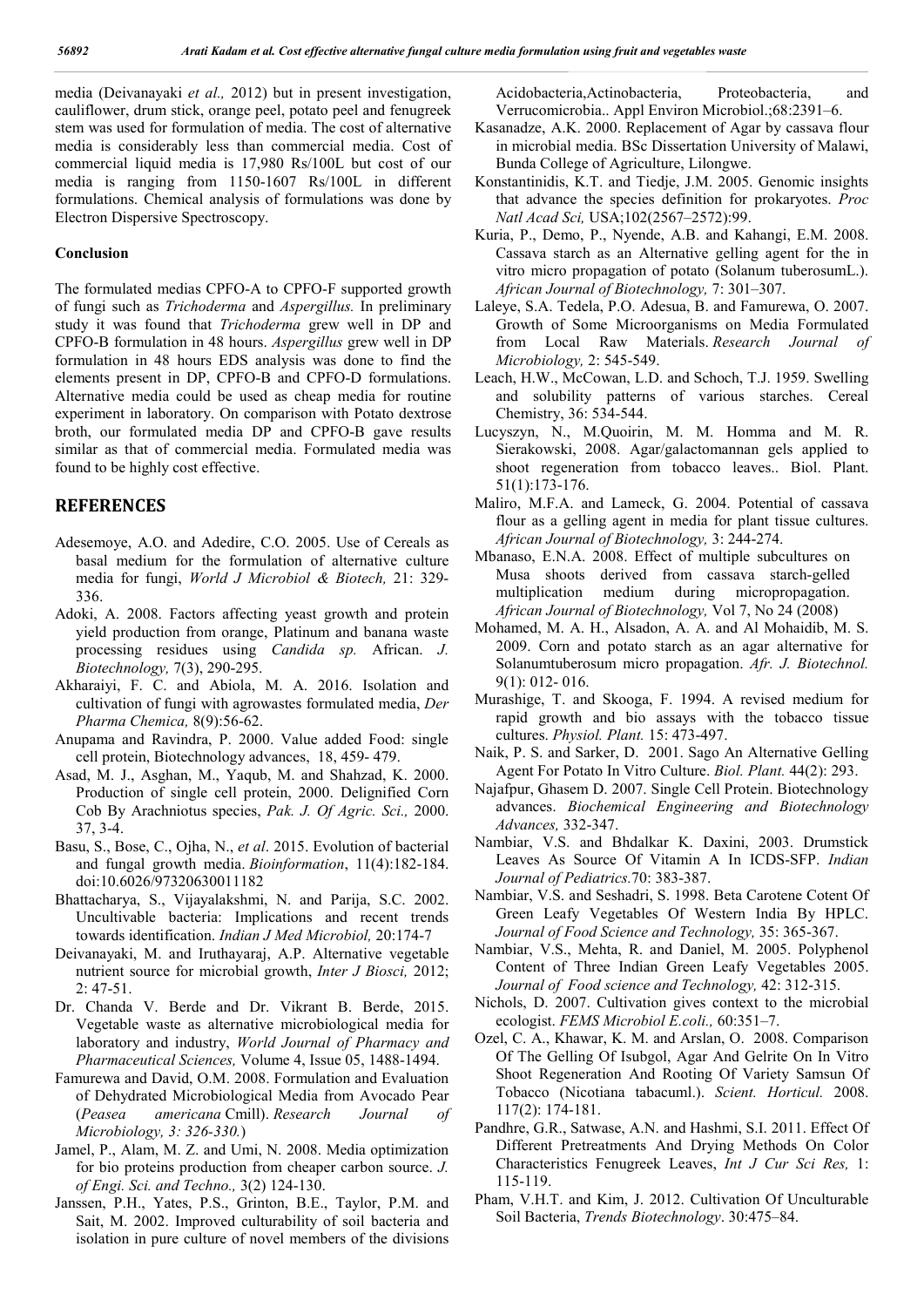media (Deivanayaki *et al.,* 2012) but in present investigation, cauliflower, drum stick, orange peel, potato peel and fenugreek stem was used for formulation of media. The cost of alternative media is considerably less than commercial media. Cost of commercial liquid media is 17,980 Rs/100L but cost of our media is ranging from 1150-1607 Rs/100L in different formulations. Chemical analysis of formulations was done by Electron Dispersive Spectroscopy.

### Conclusion

The formulated medias CPFO-A to CPFO-F supported growth of fungi such as *Trichoderma* and *Aspergillus.* In preliminary study it was found that *Trichoderma* grew well in DP and CPFO-B formulation in 48 hours. *Aspergillus* grew well in DP formulation in 48 hours EDS analysis was done to find the elements present in DP, CPFO-B and CPFO-D formulations. Alternative media could be used as cheap media for routine experiment in laboratory. On comparison with Potato dextrose broth, our formulated media DP and CPFO-B gave results similar as that of commercial media. Formulated media was found to be highly cost effective.

## REFERENCES

- Adesemoye, A.O. and Adedire, C.O. 2005. Use of Cereals as basal medium for the formulation of alternative culture media for fungi, *World J Microbiol & Biotech,* 21: 329-336.
- Adoki, A. 2008. Factors affecting yeast growth and protein yield production from orange, Platinum and banana waste processing residues using *Candida sp.* African. *J. Biotechnology,* 7(3), 290-295.
- Akharaiyi, F. C. and Abiola, M. A. 2016. Isolation and cultivation of fungi with agrowastes formulated media, *Der Pharma Chemica,* 8(9):56-62.
- Anupama and Ravindra, P. 2000. Value added Food: single cell protein, Biotechnology advances, 18, 459- 479.
- Asad, M. J., Asghan, M., Yaqub, M. and Shahzad, K. 2000. Production of single cell protein, 2000. Delignified Corn Cob By Arachniotus species, *Pak. J. Of Agric. Sci.,* 2000. 37, 3-4.
- Basu, S., Bose, C., Ojha, N., *et al*. 2015. Evolution of bacterial and fungal growth media. *Bioinformation*, 11(4):182-184. doi:10.6026/97320630011182
- Bhattacharya, S., Vijayalakshmi, N. and Parija, S.C. 2002. Uncultivable bacteria: Implications and recent trends towards identification. *Indian J Med Microbiol,* 20:174-7
- Deivanayaki, M. and Iruthayaraj, A.P. Alternative vegetable nutrient source for microbial growth, *Inter J Biosci,* 2012; 2: 47-51.
- Dr. Chanda V. Berde and Dr. Vikrant B. Berde, 2015. Vegetable waste as alternative microbiological media for laboratory and industry, *World Journal of Pharmacy and Pharmaceutical Sciences,* Volume 4, Issue 05, 1488-1494.
- Famurewa and David, O.M. 2008. Formulation and Evaluation of Dehydrated Microbiological Media from Avocado Pear (*Peasea americana* Cmill). *Research Journal of Microbiology, 3: 326-330.*)
- Jamel, P., Alam, M. Z. and Umi, N. 2008. Media optimization for bio proteins production from cheaper carbon source. *J. of Engi. Sci. and Techno.,* 3(2) 124-130.
- Janssen, P.H., Yates, P.S., Grinton, B.E., Taylor, P.M. and Sait, M. 2002. Improved culturability of soil bacteria and isolation in pure culture of novel members of the divisions Acidobacteria,Actinobacteria, Proteobacteria, and Verrucomicrobia.. Appl Environ Microbiol.;68:2391–6.
- Kasanadze, A.K. 2000. Replacement of Agar by cassava flour in microbial media. BSc Dissertation University of Malawi, Bunda College of Agriculture, Lilongwe.
- Konstantinidis, K.T. and Tiedje, J.M. 2005. Genomic insights that advance the species definition for prokaryotes. *Proc Natl Acad Sci,* USA;102(2567–2572):99.
- Kuria, P., Demo, P., Nyende, A.B. and Kahangi, E.M. 2008. Cassava starch as an Alternative gelling agent for the in vitro micro propagation of potato (Solanum tuberosumL.). *African Journal of Biotechnology,* 7: 301–307.
- Laleye, S.A. Tedela, P.O. Adesua, B. and Famurewa, O. 2007. Growth of Some Microorganisms on Media Formulated from Local Raw Materials. *Research Journal of Microbiology,* 2: 545-549.
- Leach, H.W., McCowan, L.D. and Schoch, T.J. 1959. Swelling and solubility patterns of various starches. Cereal Chemistry, 36: 534-544.
- Lucyszyn, N., M.Quoirin, M. M. Homma and M. R. Sierakowski, 2008. Agar/galactomannan gels applied to shoot regeneration from tobacco leaves.. Biol. Plant. 51(1):173-176.
- Maliro, M.F.A. and Lameck, G. 2004. Potential of cassava flour as a gelling agent in media for plant tissue cultures. *African Journal of Biotechnology,* 3: 244-274.
- Mbanaso, E.N.A. 2008. Effect of multiple subcultures on Musa shoots derived from cassava starch-gelled multiplication medium during micropropagation. *African Journal of Biotechnology,* Vol 7, No 24 (2008)
- Mohamed, M. A. H., Alsadon, A. A. and Al Mohaidib, M. S. 2009. Corn and potato starch as an agar alternative for Solanumtuberosum micro propagation. *Afr. J. Biotechnol.* 9(1): 012- 016.
- Murashige, T. and Skooga, F. 1994. A revised medium for rapid growth and bio assays with the tobacco tissue cultures. *Physiol. Plant.* 15: 473-497.
- Naik, P. S. and Sarker, D. 2001. Sago An Alternative Gelling Agent For Potato In Vitro Culture. *Biol. Plant.* 44(2): 293.
- Najafpur, Ghasem D. 2007. Single Cell Protein. Biotechnology advances. *Biochemical Engineering and Biotechnology Advances,* 332-347.
- Nambiar, V.S. and Bhdalkar K. Daxini, 2003. Drumstick Leaves As Source Of Vitamin A In ICDS-SFP. *Indian Journal of Pediatrics.*70: 383-387.
- Nambiar, V.S. and Seshadri, S. 1998. Beta Carotene Cotent Of Green Leafy Vegetables Of Western India By HPLC. *Journal of Food Science and Technology,* 35: 365-367.
- Nambiar, V.S., Mehta, R. and Daniel, M. 2005. Polyphenol Content of Three Indian Green Leafy Vegetables 2005. *Journal of Food science and Technology,* 42: 312-315.
- Nichols, D. 2007. Cultivation gives context to the microbial ecologist. *FEMS Microbiol E.coli.,* 60:351–7.
- Ozel, C. A., Khawar, K. M. and Arslan, O. 2008. Comparison Of The Gelling Of Isubgol, Agar And Gelrite On In Vitro Shoot Regeneration And Rooting Of Variety Samsun Of Tobacco (Nicotiana tabacuml.). *Scient. Horticul.* 2008. 117(2): 174-181.
- Pandhre, G.R., Satwase, A.N. and Hashmi, S.I. 2011. Effect Of Different Pretreatments And Drying Methods On Color Characteristics Fenugreek Leaves, *Int J Cur Sci Res,* 1: 115-119.
- Pham, V.H.T. and Kim, J. 2012. Cultivation Of Unculturable Soil Bacteria, *Trends Biotechnology*. 30:475–84.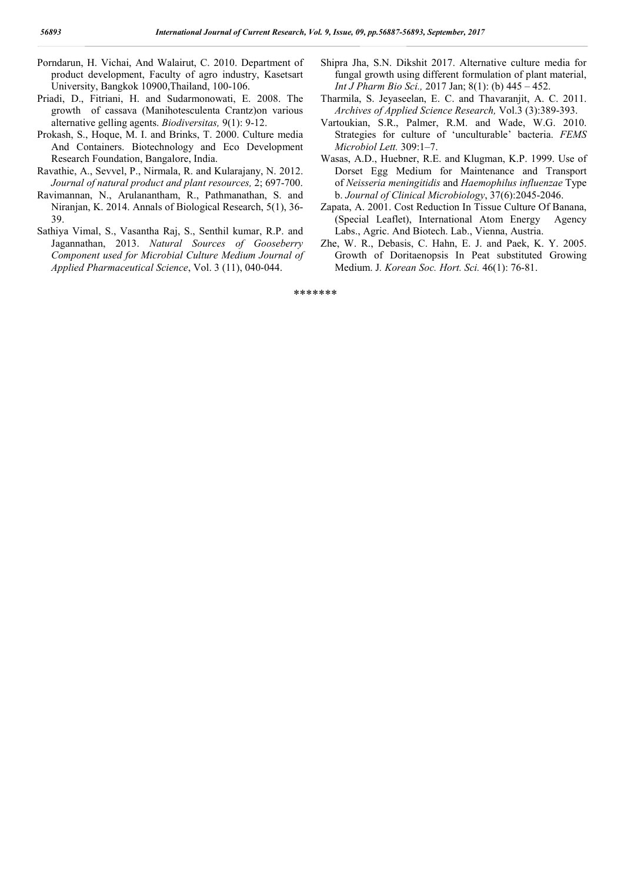Porndarun, H. Vichai, And Walairut, C. 2010. Department of product development, Faculty of agro industry, Kasetsart University, Bangkok 10900,Thailand, 100-106.

Priadi, D., Fitriani, H. and Sudarmonowati, E. 2008. The growth of cassava (Manihotesculenta Crantz)on various alternative gelling agents. *Biodiversitas,* 9(1): 9-12.

Prokash, S., Hoque, M. I. and Brinks, T. 2000. Culture media And Containers. Biotechnology and Eco Development Research Foundation, Bangalore, India.

Ravathie, A., Sevvel, P., Nirmala, R. and Kularajany, N. 2012. *Journal of natural product and plant resources,* 2; 697-700.

Ravimannan, N., Arulanantham, R., Pathmanathan, S. and Niranjan, K. 2014. Annals of Biological Research, 5(1), 36-39.

Sathiya Vimal, S., Vasantha Raj, S., Senthil kumar, R.P. and Jagannathan, 2013. *Natural Sources of Gooseberry Component used for Microbial Culture Medium Journal of Applied Pharmaceutical Science*, Vol. 3 (11), 040-044.

Shipra Jha, S.N. Dikshit 2017. Alternative culture media for fungal growth using different formulation of plant material, *Int J Pharm Bio Sci.,* 2017 Jan; 8(1): (b) 445 – 452.

Tharmila, S. Jeyaseelan, E. C. and Thavaranjit, A. C. 2011. *Archives of Applied Science Research,* Vol.3 (3):389-393.

Vartoukian, S.R., Palmer, R.M. and Wade, W.G. 2010. Strategies for culture of 'unculturable' bacteria. *FEMS Microbiol Lett.* 309:1–7.

Wasas, A.D., Huebner, R.E. and Klugman, K.P. 1999. Use of Dorset Egg Medium for Maintenance and Transport of *Neisseria meningitidis* and *Haemophilus influenzae* Type b. *Journal of Clinical Microbiology*, 37(6):2045-2046.

Zapata, A. 2001. Cost Reduction In Tissue Culture Of Banana, (Special Leaflet), International Atom Energy Agency Labs., Agric. And Biotech. Lab., Vienna, Austria.

Zhe, W. R., Debasis, C. Hahn, E. J. and Paek, K. Y. 2005. Growth of Doritaenopsis In Peat substituted Growing Medium. J. *Korean Soc. Hort. Sci.* 46(1): 76-81.

*******